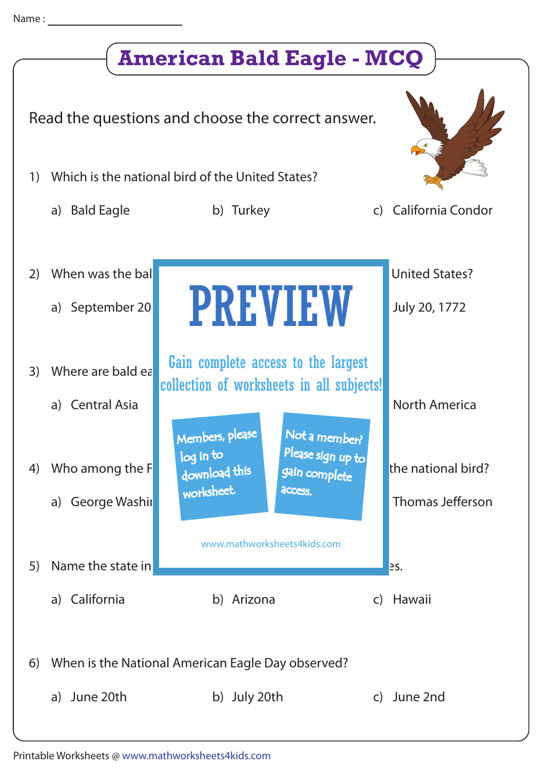Name : ____________________

# American Bald Eagle - MCQ

Read the questions and choose the correct answer.

1) Which is the national bird of the United States?

   a) Bald Eagle  b) Turkey  c) California Condor

2) When was the bal United States?

   a) September 20 July 20, 1772

3) Where are bald ea

   a) Central Asia North America

PREVIEW

Gain complete access to the largest collection of worksheets in all subjects!

Members, please log in to download this worksheet.

Not a member? Please sign up to gain complete access.

www.mathworksheets4kids.com

4) Who among the F the national bird?

   a) George Washi Thomas Jefferson

5) Name the state in es.

   a) California  b) Arizona  c) Hawaii

6) When is the National American Eagle Day observed?

   a) June 20th  b) July 20th  c) June 2nd

Printable Worksheets @ www.mathworksheets4kids.com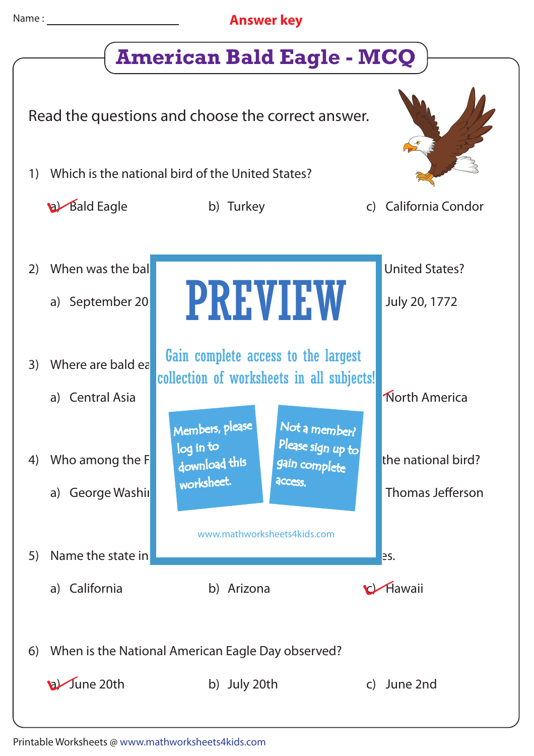Name : ________________________

**Answer key**

# American Bald Eagle - MCQ

Read the questions and choose the correct answer.

1) Which is the national bird of the United States?

a) Bald Eagle ✓ b) Turkey c) California Condor

2) When was the bal United States?

a) September 20 July 20, 1772

3) Where are bald ea

a) Central Asia North America ✓

4) Who among the F the national bird?

a) George Washi Thomas Jefferson

5) Name the state in es.

a) California b) Arizona c) Hawaii ✓

6) When is the National American Eagle Day observed?

a) June 20th ✓ b) July 20th c) June 2nd

**PREVIEW**

Gain complete access to the largest collection of worksheets in all subjects!

Members, please log in to download this worksheet.

Not a member? Please sign up to gain complete access.

www.mathworksheets4kids.com

Printable Worksheets @ www.mathworksheets4kids.com